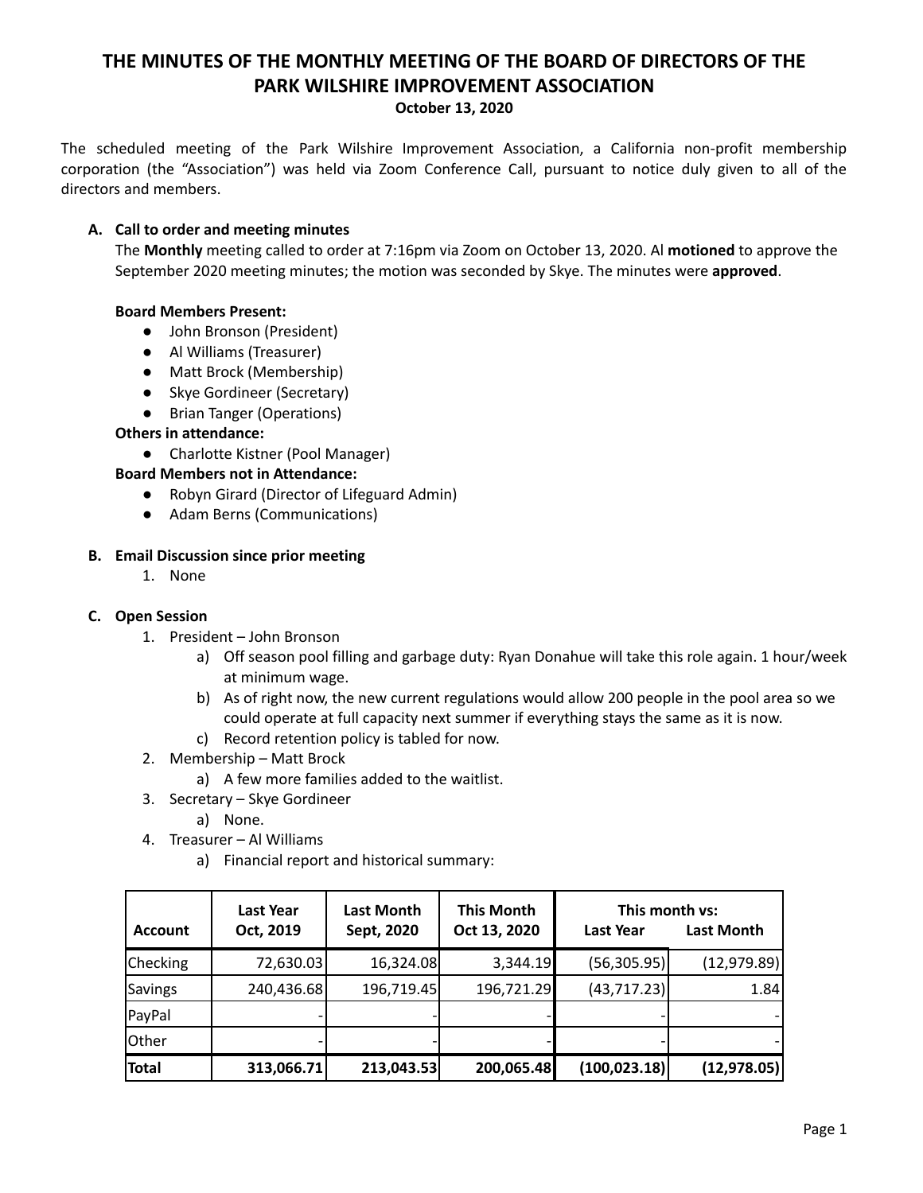# THE MINUTES OF THE MONTHLY MEETING OF THE BOARD OF DIRECTORS OF THE PARK WILSHIRE IMPROVEMENT ASSOCIATION

**October 13, 2020**

The scheduled meeting of the Park Wilshire Improvement Association, a California non-profit membership corporation (the "Association") was held via Zoom Conference Call, pursuant to notice duly given to all of the directors and members.

**A. Call to order and meeting minutes**

The **Monthly** meeting called to order at 7:16pm via Zoom on October 13, 2020. Al **motioned** to approve the September 2020 meeting minutes; the motion was seconded by Skye. The minutes were **approved**.

**Board Members Present:**

- John Bronson (President)
- Al Williams (Treasurer)
- Matt Brock (Membership)
- Skye Gordineer (Secretary)
- Brian Tanger (Operations)

**Others in attendance:**

- Charlotte Kistner (Pool Manager)

**Board Members not in Attendance:**

- Robyn Girard (Director of Lifeguard Admin)
- Adam Berns (Communications)

**B. Email Discussion since prior meeting**

1. None

**C. Open Session**

1. President – John Bronson
    a) Off season pool filling and garbage duty: Ryan Donahue will take this role again. 1 hour/week at minimum wage.
    b) As of right now, the new current regulations would allow 200 people in the pool area so we could operate at full capacity next summer if everything stays the same as it is now.
    c) Record retention policy is tabled for now.
2. Membership – Matt Brock
    a) A few more families added to the waitlist.
3. Secretary – Skye Gordineer
    a) None.
4. Treasurer – Al Williams
    a) Financial report and historical summary:

| Account | Last Year Oct, 2019 | Last Month Sept, 2020 | This Month Oct 13, 2020 | This month vs: Last Year | Last Month |
|---|---|---|---|---|---|
| Checking | 72,630.03 | 16,324.08 | 3,344.19 | (56,305.95) | (12,979.89) |
| Savings | 240,436.68 | 196,719.45 | 196,721.29 | (43,717.23) | 1.84 |
| PayPal | - | - | - | - | - |
| Other | - | - | - | - | - |
| **Total** | **313,066.71** | **213,043.53** | **200,065.48** | **(100,023.18)** | **(12,978.05)** |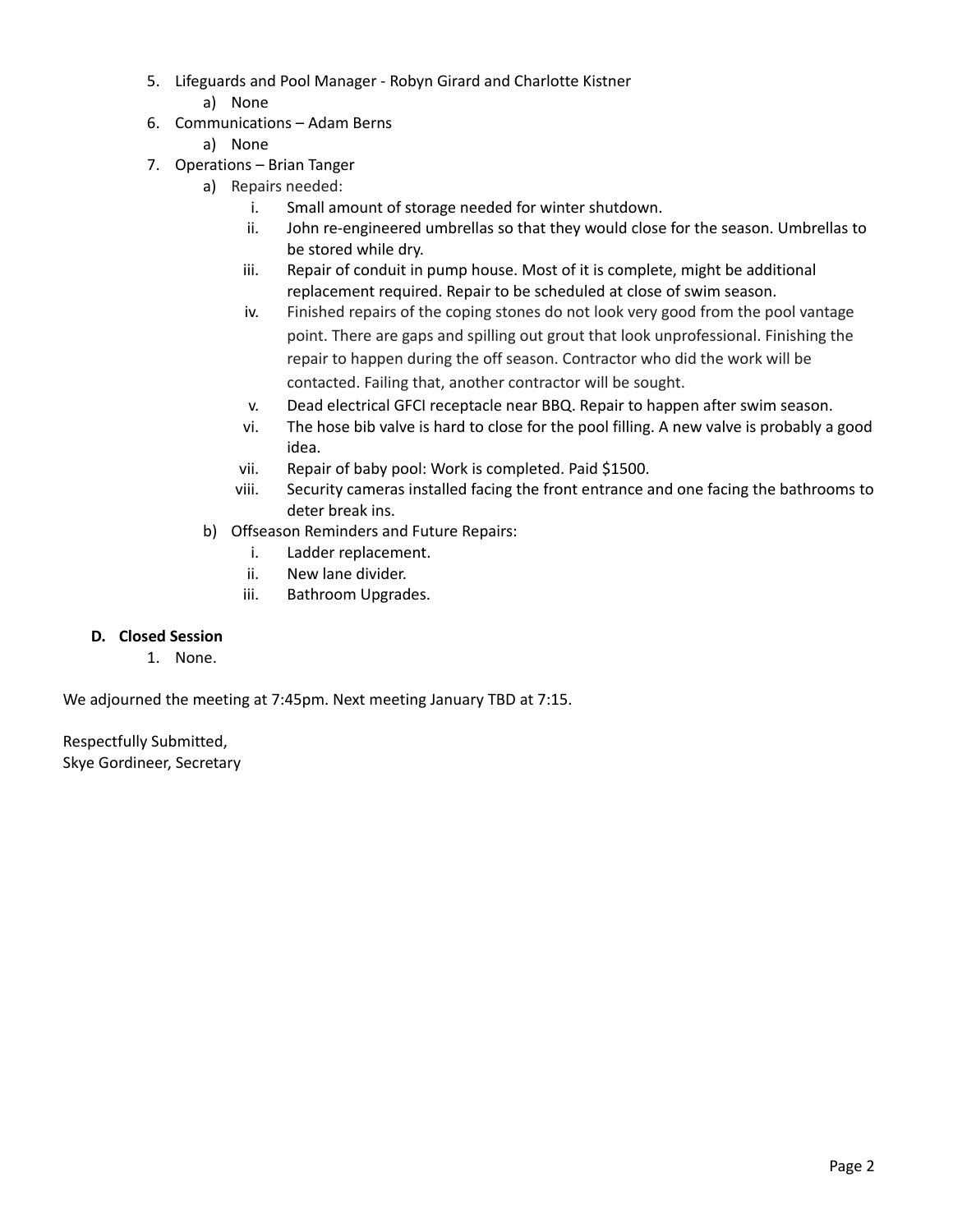5. Lifeguards and Pool Manager - Robyn Girard and Charlotte Kistner
    a) None
6. Communications – Adam Berns
    a) None
7. Operations – Brian Tanger
    a) Repairs needed:
        i. Small amount of storage needed for winter shutdown.
        ii. John re-engineered umbrellas so that they would close for the season. Umbrellas to be stored while dry.
        iii. Repair of conduit in pump house. Most of it is complete, might be additional replacement required. Repair to be scheduled at close of swim season.
        iv. Finished repairs of the coping stones do not look very good from the pool vantage point. There are gaps and spilling out grout that look unprofessional. Finishing the repair to happen during the off season. Contractor who did the work will be contacted. Failing that, another contractor will be sought.
        v. Dead electrical GFCI receptacle near BBQ. Repair to happen after swim season.
        vi. The hose bib valve is hard to close for the pool filling. A new valve is probably a good idea.
        vii. Repair of baby pool: Work is completed. Paid $1500.
        viii. Security cameras installed facing the front entrance and one facing the bathrooms to deter break ins.
    b) Offseason Reminders and Future Repairs:
        i. Ladder replacement.
        ii. New lane divider.
        iii. Bathroom Upgrades.

**D. Closed Session**

1. None.

We adjourned the meeting at 7:45pm. Next meeting January TBD at 7:15.

Respectfully Submitted,
Skye Gordineer, Secretary